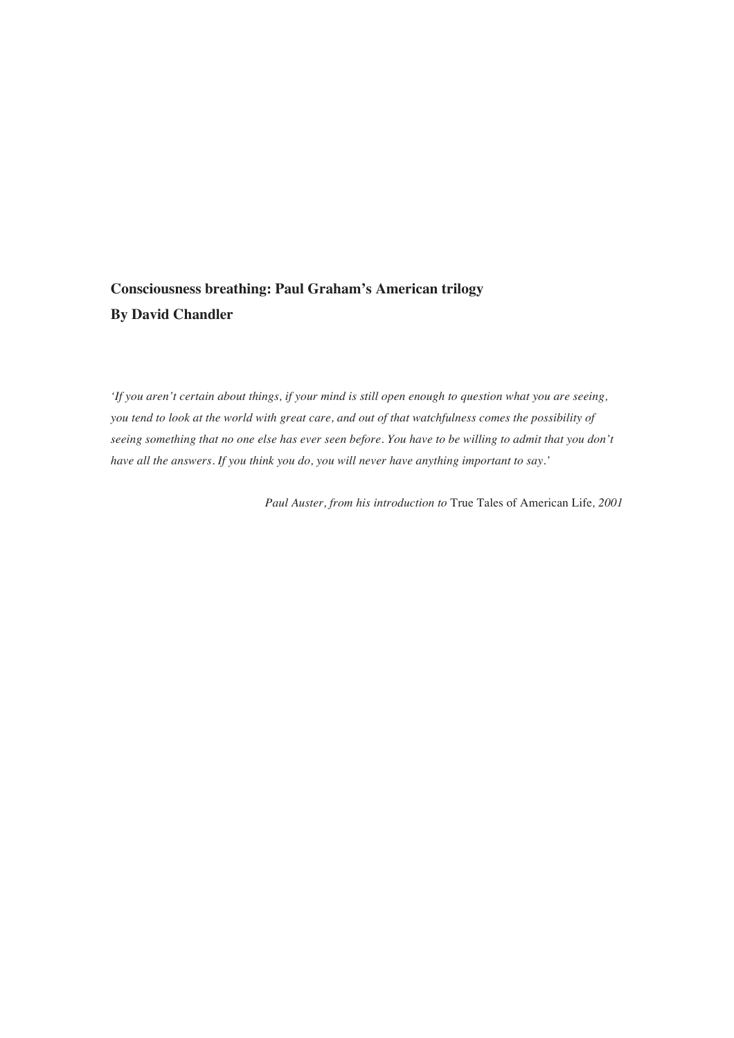# Consciousness breathing: Paul Graham's American trilogy

**By David Chandler**

*'If you aren't certain about things, if your mind is still open enough to question what you are seeing, you tend to look at the world with great care, and out of that watchfulness comes the possibility of seeing something that no one else has ever seen before. You have to be willing to admit that you don't have all the answers. If you think you do, you will never have anything important to say.'*

*Paul Auster, from his introduction to* True Tales of American Life*, 2001*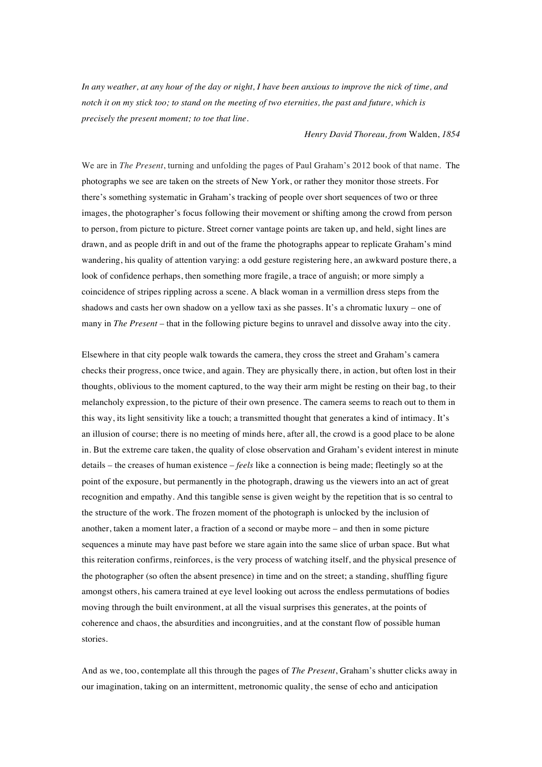*In any weather, at any hour of the day or night, I have been anxious to improve the nick of time, and notch it on my stick too; to stand on the meeting of two eternities, the past and future, which is precisely the present moment; to toe that line.*

*Henry David Thoreau, from* Walden, *1854*

We are in *The Present*, turning and unfolding the pages of Paul Graham's 2012 book of that name. The photographs we see are taken on the streets of New York, or rather they monitor those streets. For there's something systematic in Graham's tracking of people over short sequences of two or three images, the photographer's focus following their movement or shifting among the crowd from person to person, from picture to picture. Street corner vantage points are taken up, and held, sight lines are drawn, and as people drift in and out of the frame the photographs appear to replicate Graham's mind wandering, his quality of attention varying: a odd gesture registering here, an awkward posture there, a look of confidence perhaps, then something more fragile, a trace of anguish; or more simply a coincidence of stripes rippling across a scene. A black woman in a vermillion dress steps from the shadows and casts her own shadow on a yellow taxi as she passes. It's a chromatic luxury – one of many in *The Present* – that in the following picture begins to unravel and dissolve away into the city.

Elsewhere in that city people walk towards the camera, they cross the street and Graham's camera checks their progress, once twice, and again. They are physically there, in action, but often lost in their thoughts, oblivious to the moment captured, to the way their arm might be resting on their bag, to their melancholy expression, to the picture of their own presence. The camera seems to reach out to them in this way, its light sensitivity like a touch; a transmitted thought that generates a kind of intimacy. It's an illusion of course; there is no meeting of minds here, after all, the crowd is a good place to be alone in. But the extreme care taken, the quality of close observation and Graham's evident interest in minute details – the creases of human existence – *feels* like a connection is being made; fleetingly so at the point of the exposure, but permanently in the photograph, drawing us the viewers into an act of great recognition and empathy. And this tangible sense is given weight by the repetition that is so central to the structure of the work. The frozen moment of the photograph is unlocked by the inclusion of another, taken a moment later, a fraction of a second or maybe more – and then in some picture sequences a minute may have past before we stare again into the same slice of urban space. But what this reiteration confirms, reinforces, is the very process of watching itself, and the physical presence of the photographer (so often the absent presence) in time and on the street; a standing, shuffling figure amongst others, his camera trained at eye level looking out across the endless permutations of bodies moving through the built environment, at all the visual surprises this generates, at the points of coherence and chaos, the absurdities and incongruities, and at the constant flow of possible human stories.

And as we, too, contemplate all this through the pages of *The Present*, Graham's shutter clicks away in our imagination, taking on an intermittent, metronomic quality, the sense of echo and anticipation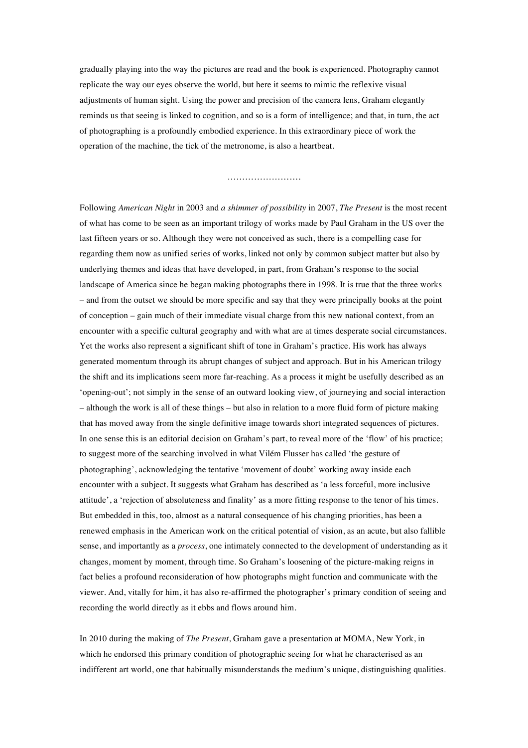gradually playing into the way the pictures are read and the book is experienced. Photography cannot replicate the way our eyes observe the world, but here it seems to mimic the reflexive visual adjustments of human sight. Using the power and precision of the camera lens, Graham elegantly reminds us that seeing is linked to cognition, and so is a form of intelligence; and that, in turn, the act of photographing is a profoundly embodied experience. In this extraordinary piece of work the operation of the machine, the tick of the metronome, is also a heartbeat.

………………………

Following *American Night* in 2003 and *a shimmer of possibility* in 2007, *The Present* is the most recent of what has come to be seen as an important trilogy of works made by Paul Graham in the US over the last fifteen years or so. Although they were not conceived as such, there is a compelling case for regarding them now as unified series of works, linked not only by common subject matter but also by underlying themes and ideas that have developed, in part, from Graham's response to the social landscape of America since he began making photographs there in 1998. It is true that the three works – and from the outset we should be more specific and say that they were principally books at the point of conception – gain much of their immediate visual charge from this new national context, from an encounter with a specific cultural geography and with what are at times desperate social circumstances. Yet the works also represent a significant shift of tone in Graham's practice. His work has always generated momentum through its abrupt changes of subject and approach. But in his American trilogy the shift and its implications seem more far-reaching. As a process it might be usefully described as an 'opening-out'; not simply in the sense of an outward looking view, of journeying and social interaction – although the work is all of these things – but also in relation to a more fluid form of picture making that has moved away from the single definitive image towards short integrated sequences of pictures. In one sense this is an editorial decision on Graham's part, to reveal more of the 'flow' of his practice; to suggest more of the searching involved in what Vilém Flusser has called 'the gesture of photographing', acknowledging the tentative 'movement of doubt' working away inside each encounter with a subject. It suggests what Graham has described as 'a less forceful, more inclusive attitude', a 'rejection of absoluteness and finality' as a more fitting response to the tenor of his times. But embedded in this, too, almost as a natural consequence of his changing priorities, has been a renewed emphasis in the American work on the critical potential of vision, as an acute, but also fallible sense, and importantly as a *process*, one intimately connected to the development of understanding as it changes, moment by moment, through time. So Graham's loosening of the picture-making reigns in fact belies a profound reconsideration of how photographs might function and communicate with the viewer. And, vitally for him, it has also re-affirmed the photographer's primary condition of seeing and recording the world directly as it ebbs and flows around him.

In 2010 during the making of *The Present*, Graham gave a presentation at MOMA, New York, in which he endorsed this primary condition of photographic seeing for what he characterised as an indifferent art world, one that habitually misunderstands the medium's unique, distinguishing qualities.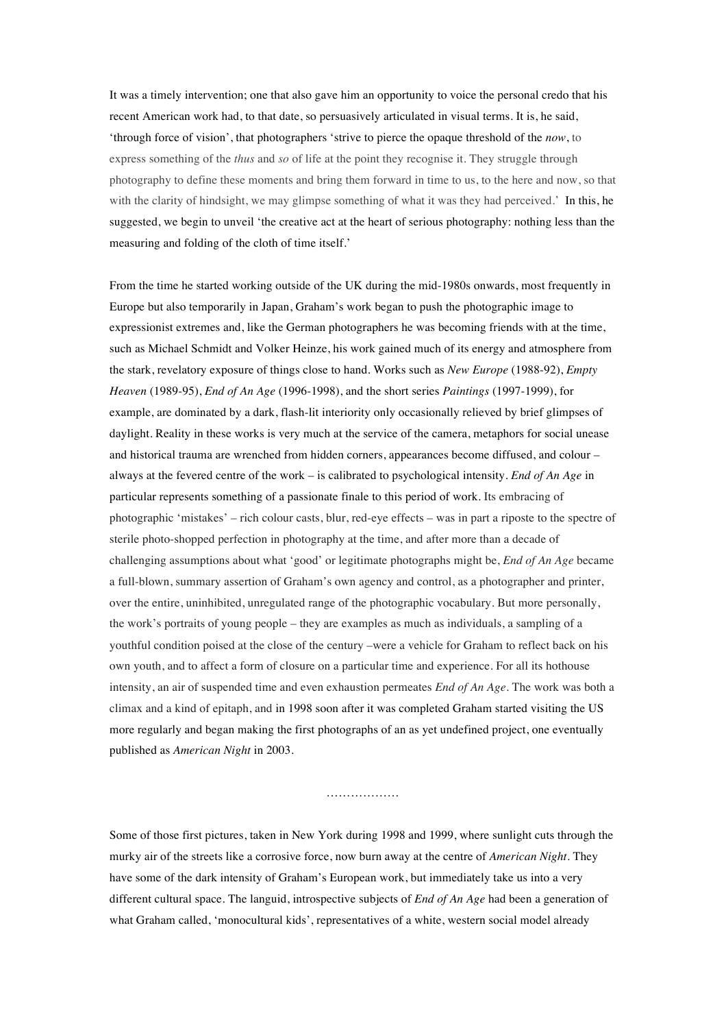It was a timely intervention; one that also gave him an opportunity to voice the personal credo that his recent American work had, to that date, so persuasively articulated in visual terms. It is, he said, 'through force of vision', that photographers 'strive to pierce the opaque threshold of the *now*, to express something of the *thus* and *so* of life at the point they recognise it. They struggle through photography to define these moments and bring them forward in time to us, to the here and now, so that with the clarity of hindsight, we may glimpse something of what it was they had perceived.' In this, he suggested, we begin to unveil 'the creative act at the heart of serious photography: nothing less than the measuring and folding of the cloth of time itself.'

From the time he started working outside of the UK during the mid-1980s onwards, most frequently in Europe but also temporarily in Japan, Graham's work began to push the photographic image to expressionist extremes and, like the German photographers he was becoming friends with at the time, such as Michael Schmidt and Volker Heinze, his work gained much of its energy and atmosphere from the stark, revelatory exposure of things close to hand. Works such as *New Europe* (1988-92), *Empty Heaven* (1989-95), *End of An Age* (1996-1998), and the short series *Paintings* (1997-1999), for example, are dominated by a dark, flash-lit interiority only occasionally relieved by brief glimpses of daylight. Reality in these works is very much at the service of the camera, metaphors for social unease and historical trauma are wrenched from hidden corners, appearances become diffused, and colour – always at the fevered centre of the work – is calibrated to psychological intensity. *End of An Age* in particular represents something of a passionate finale to this period of work. Its embracing of photographic 'mistakes' – rich colour casts, blur, red-eye effects – was in part a riposte to the spectre of sterile photo-shopped perfection in photography at the time, and after more than a decade of challenging assumptions about what 'good' or legitimate photographs might be, *End of An Age* became a full-blown, summary assertion of Graham's own agency and control, as a photographer and printer, over the entire, uninhibited, unregulated range of the photographic vocabulary. But more personally, the work's portraits of young people – they are examples as much as individuals, a sampling of a youthful condition poised at the close of the century –were a vehicle for Graham to reflect back on his own youth, and to affect a form of closure on a particular time and experience. For all its hothouse intensity, an air of suspended time and even exhaustion permeates *End of An Age*. The work was both a climax and a kind of epitaph, and in 1998 soon after it was completed Graham started visiting the US more regularly and began making the first photographs of an as yet undefined project, one eventually published as *American Night* in 2003.

………………

Some of those first pictures, taken in New York during 1998 and 1999, where sunlight cuts through the murky air of the streets like a corrosive force, now burn away at the centre of *American Night*. They have some of the dark intensity of Graham's European work, but immediately take us into a very different cultural space. The languid, introspective subjects of *End of An Age* had been a generation of what Graham called, 'monocultural kids', representatives of a white, western social model already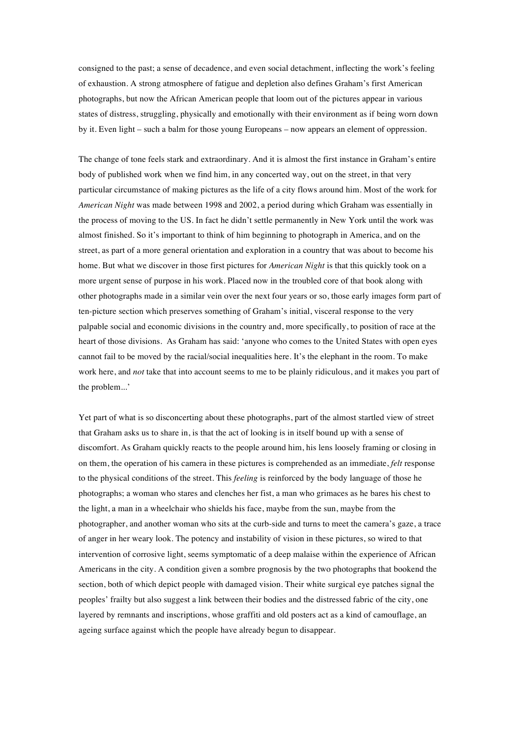consigned to the past; a sense of decadence, and even social detachment, inflecting the work's feeling of exhaustion. A strong atmosphere of fatigue and depletion also defines Graham's first American photographs, but now the African American people that loom out of the pictures appear in various states of distress, struggling, physically and emotionally with their environment as if being worn down by it. Even light – such a balm for those young Europeans – now appears an element of oppression.

The change of tone feels stark and extraordinary. And it is almost the first instance in Graham's entire body of published work when we find him, in any concerted way, out on the street, in that very particular circumstance of making pictures as the life of a city flows around him. Most of the work for *American Night* was made between 1998 and 2002, a period during which Graham was essentially in the process of moving to the US. In fact he didn't settle permanently in New York until the work was almost finished. So it's important to think of him beginning to photograph in America, and on the street, as part of a more general orientation and exploration in a country that was about to become his home. But what we discover in those first pictures for *American Night* is that this quickly took on a more urgent sense of purpose in his work. Placed now in the troubled core of that book along with other photographs made in a similar vein over the next four years or so, those early images form part of ten-picture section which preserves something of Graham's initial, visceral response to the very palpable social and economic divisions in the country and, more specifically, to position of race at the heart of those divisions. As Graham has said: 'anyone who comes to the United States with open eyes cannot fail to be moved by the racial/social inequalities here. It's the elephant in the room. To make work here, and *not* take that into account seems to me to be plainly ridiculous, and it makes you part of the problem...'

Yet part of what is so disconcerting about these photographs, part of the almost startled view of street that Graham asks us to share in, is that the act of looking is in itself bound up with a sense of discomfort. As Graham quickly reacts to the people around him, his lens loosely framing or closing in on them, the operation of his camera in these pictures is comprehended as an immediate, *felt* response to the physical conditions of the street. This *feeling* is reinforced by the body language of those he photographs; a woman who stares and clenches her fist, a man who grimaces as he bares his chest to the light, a man in a wheelchair who shields his face, maybe from the sun, maybe from the photographer, and another woman who sits at the curb-side and turns to meet the camera's gaze, a trace of anger in her weary look. The potency and instability of vision in these pictures, so wired to that intervention of corrosive light, seems symptomatic of a deep malaise within the experience of African Americans in the city. A condition given a sombre prognosis by the two photographs that bookend the section, both of which depict people with damaged vision. Their white surgical eye patches signal the peoples' frailty but also suggest a link between their bodies and the distressed fabric of the city, one layered by remnants and inscriptions, whose graffiti and old posters act as a kind of camouflage, an ageing surface against which the people have already begun to disappear.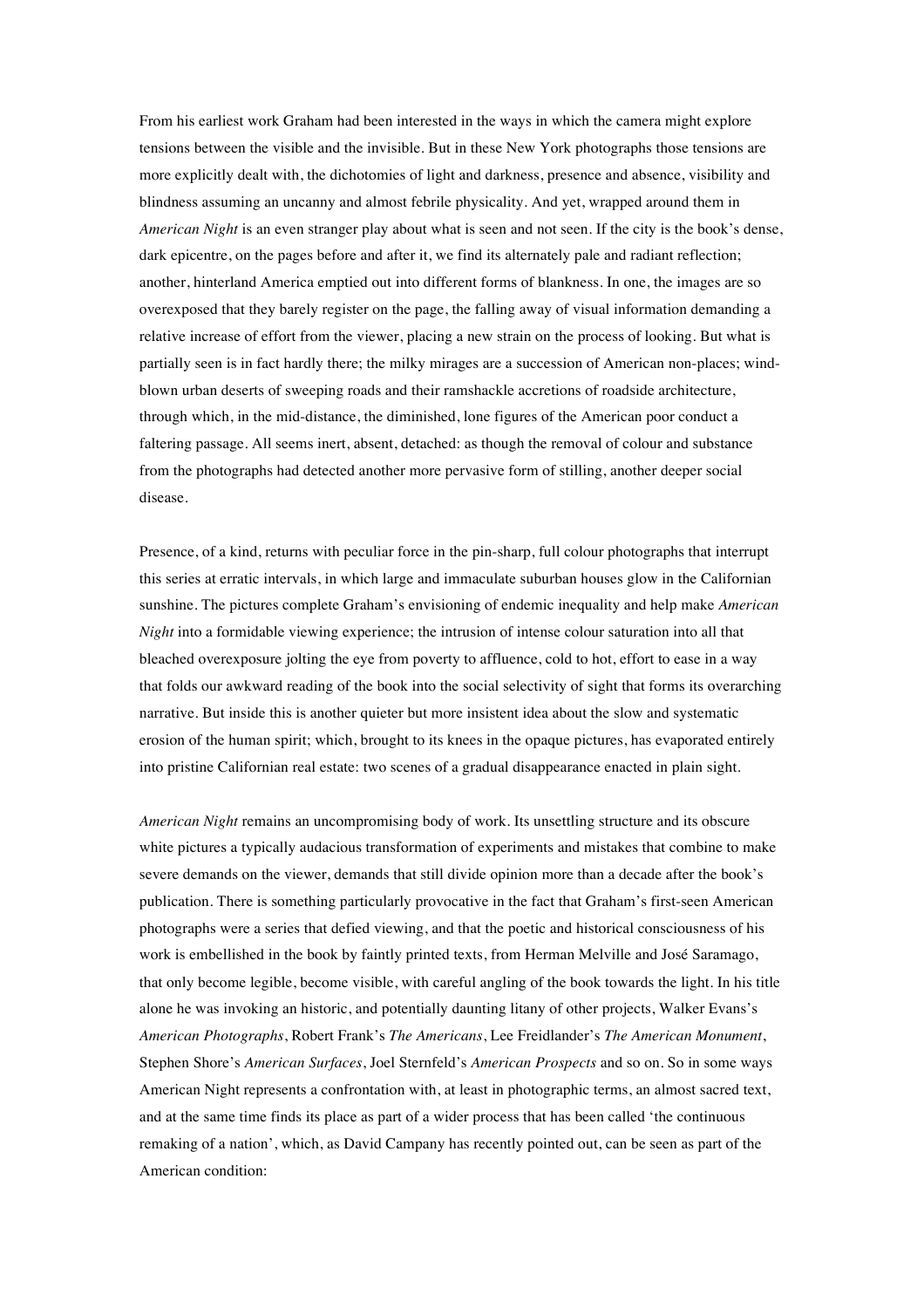From his earliest work Graham had been interested in the ways in which the camera might explore tensions between the visible and the invisible. But in these New York photographs those tensions are more explicitly dealt with, the dichotomies of light and darkness, presence and absence, visibility and blindness assuming an uncanny and almost febrile physicality. And yet, wrapped around them in *American Night* is an even stranger play about what is seen and not seen. If the city is the book's dense, dark epicentre, on the pages before and after it, we find its alternately pale and radiant reflection; another, hinterland America emptied out into different forms of blankness. In one, the images are so overexposed that they barely register on the page, the falling away of visual information demanding a relative increase of effort from the viewer, placing a new strain on the process of looking. But what is partially seen is in fact hardly there; the milky mirages are a succession of American non-places; wind-blown urban deserts of sweeping roads and their ramshackle accretions of roadside architecture, through which, in the mid-distance, the diminished, lone figures of the American poor conduct a faltering passage. All seems inert, absent, detached: as though the removal of colour and substance from the photographs had detected another more pervasive form of stilling, another deeper social disease.

Presence, of a kind, returns with peculiar force in the pin-sharp, full colour photographs that interrupt this series at erratic intervals, in which large and immaculate suburban houses glow in the Californian sunshine. The pictures complete Graham's envisioning of endemic inequality and help make *American Night* into a formidable viewing experience; the intrusion of intense colour saturation into all that bleached overexposure jolting the eye from poverty to affluence, cold to hot, effort to ease in a way that folds our awkward reading of the book into the social selectivity of sight that forms its overarching narrative. But inside this is another quieter but more insistent idea about the slow and systematic erosion of the human spirit; which, brought to its knees in the opaque pictures, has evaporated entirely into pristine Californian real estate: two scenes of a gradual disappearance enacted in plain sight.

*American Night* remains an uncompromising body of work. Its unsettling structure and its obscure white pictures a typically audacious transformation of experiments and mistakes that combine to make severe demands on the viewer, demands that still divide opinion more than a decade after the book's publication. There is something particularly provocative in the fact that Graham's first-seen American photographs were a series that defied viewing, and that the poetic and historical consciousness of his work is embellished in the book by faintly printed texts, from Herman Melville and José Saramago, that only become legible, become visible, with careful angling of the book towards the light. In his title alone he was invoking an historic, and potentially daunting litany of other projects, Walker Evans's *American Photographs*, Robert Frank's *The Americans*, Lee Freidlander's *The American Monument*, Stephen Shore's *American Surfaces*, Joel Sternfeld's *American Prospects* and so on. So in some ways American Night represents a confrontation with, at least in photographic terms, an almost sacred text, and at the same time finds its place as part of a wider process that has been called 'the continuous remaking of a nation', which, as David Campany has recently pointed out, can be seen as part of the American condition: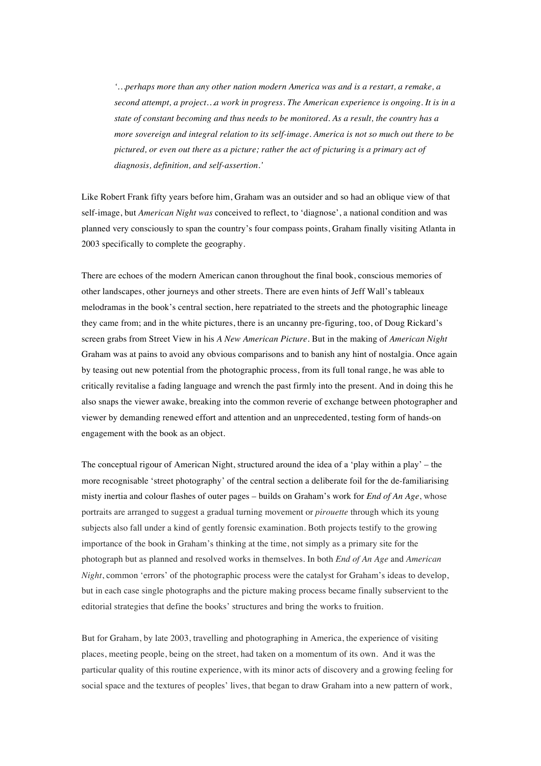> *'…perhaps more than any other nation modern America was and is a restart, a remake, a second attempt, a project…a work in progress. The American experience is ongoing. It is in a state of constant becoming and thus needs to be monitored. As a result, the country has a more sovereign and integral relation to its self-image. America is not so much out there to be pictured, or even out there as a picture; rather the act of picturing is a primary act of diagnosis, definition, and self-assertion.'*

Like Robert Frank fifty years before him, Graham was an outsider and so had an oblique view of that self-image, but *American Night was* conceived to reflect, to 'diagnose', a national condition and was planned very consciously to span the country's four compass points, Graham finally visiting Atlanta in 2003 specifically to complete the geography.

There are echoes of the modern American canon throughout the final book, conscious memories of other landscapes, other journeys and other streets. There are even hints of Jeff Wall's tableaux melodramas in the book's central section, here repatriated to the streets and the photographic lineage they came from; and in the white pictures, there is an uncanny pre-figuring, too, of Doug Rickard's screen grabs from Street View in his *A New American Picture*. But in the making of *American Night* Graham was at pains to avoid any obvious comparisons and to banish any hint of nostalgia. Once again by teasing out new potential from the photographic process, from its full tonal range, he was able to critically revitalise a fading language and wrench the past firmly into the present. And in doing this he also snaps the viewer awake, breaking into the common reverie of exchange between photographer and viewer by demanding renewed effort and attention and an unprecedented, testing form of hands-on engagement with the book as an object.

The conceptual rigour of American Night, structured around the idea of a 'play within a play' – the more recognisable 'street photography' of the central section a deliberate foil for the de-familiarising misty inertia and colour flashes of outer pages – builds on Graham's work for *End of An Age*, whose portraits are arranged to suggest a gradual turning movement or *pirouette* through which its young subjects also fall under a kind of gently forensic examination. Both projects testify to the growing importance of the book in Graham's thinking at the time, not simply as a primary site for the photograph but as planned and resolved works in themselves. In both *End of An Age* and *American Night*, common 'errors' of the photographic process were the catalyst for Graham's ideas to develop, but in each case single photographs and the picture making process became finally subservient to the editorial strategies that define the books' structures and bring the works to fruition.

But for Graham, by late 2003, travelling and photographing in America, the experience of visiting places, meeting people, being on the street, had taken on a momentum of its own. And it was the particular quality of this routine experience, with its minor acts of discovery and a growing feeling for social space and the textures of peoples' lives, that began to draw Graham into a new pattern of work,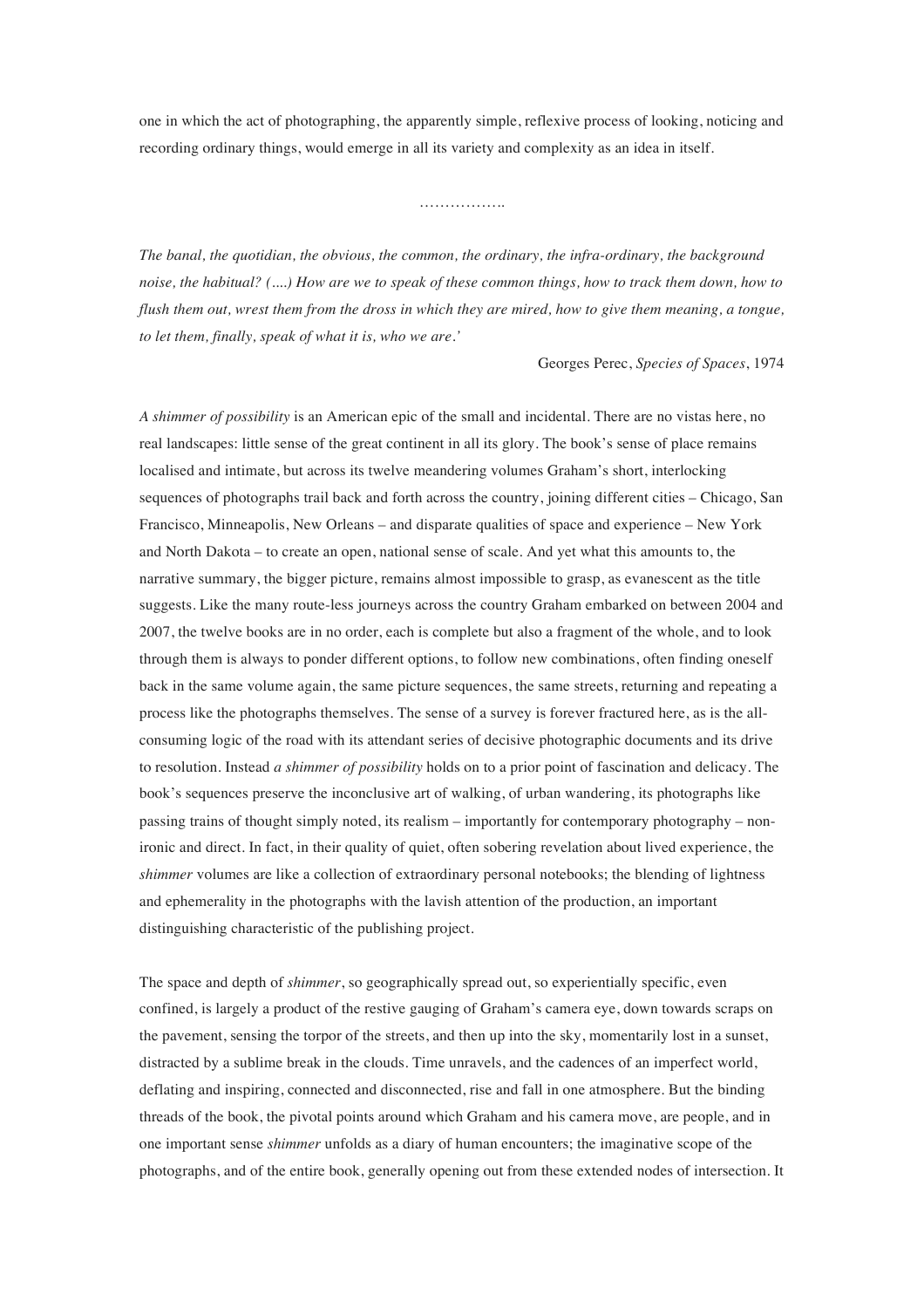one in which the act of photographing, the apparently simple, reflexive process of looking, noticing and recording ordinary things, would emerge in all its variety and complexity as an idea in itself.

…………….

*The banal, the quotidian, the obvious, the common, the ordinary, the infra-ordinary, the background noise, the habitual? (….) How are we to speak of these common things, how to track them down, how to flush them out, wrest them from the dross in which they are mired, how to give them meaning, a tongue, to let them, finally, speak of what it is, who we are.'*

Georges Perec, *Species of Spaces*, 1974

*A shimmer of possibility* is an American epic of the small and incidental. There are no vistas here, no real landscapes: little sense of the great continent in all its glory. The book's sense of place remains localised and intimate, but across its twelve meandering volumes Graham's short, interlocking sequences of photographs trail back and forth across the country, joining different cities – Chicago, San Francisco, Minneapolis, New Orleans – and disparate qualities of space and experience – New York and North Dakota – to create an open, national sense of scale. And yet what this amounts to, the narrative summary, the bigger picture, remains almost impossible to grasp, as evanescent as the title suggests. Like the many route-less journeys across the country Graham embarked on between 2004 and 2007, the twelve books are in no order, each is complete but also a fragment of the whole, and to look through them is always to ponder different options, to follow new combinations, often finding oneself back in the same volume again, the same picture sequences, the same streets, returning and repeating a process like the photographs themselves. The sense of a survey is forever fractured here, as is the all-consuming logic of the road with its attendant series of decisive photographic documents and its drive to resolution. Instead *a shimmer of possibility* holds on to a prior point of fascination and delicacy. The book's sequences preserve the inconclusive art of walking, of urban wandering, its photographs like passing trains of thought simply noted, its realism – importantly for contemporary photography – non-ironic and direct. In fact, in their quality of quiet, often sobering revelation about lived experience, the *shimmer* volumes are like a collection of extraordinary personal notebooks; the blending of lightness and ephemerality in the photographs with the lavish attention of the production, an important distinguishing characteristic of the publishing project.

The space and depth of *shimmer*, so geographically spread out, so experientially specific, even confined, is largely a product of the restive gauging of Graham's camera eye, down towards scraps on the pavement, sensing the torpor of the streets, and then up into the sky, momentarily lost in a sunset, distracted by a sublime break in the clouds. Time unravels, and the cadences of an imperfect world, deflating and inspiring, connected and disconnected, rise and fall in one atmosphere. But the binding threads of the book, the pivotal points around which Graham and his camera move, are people, and in one important sense *shimmer* unfolds as a diary of human encounters; the imaginative scope of the photographs, and of the entire book, generally opening out from these extended nodes of intersection. It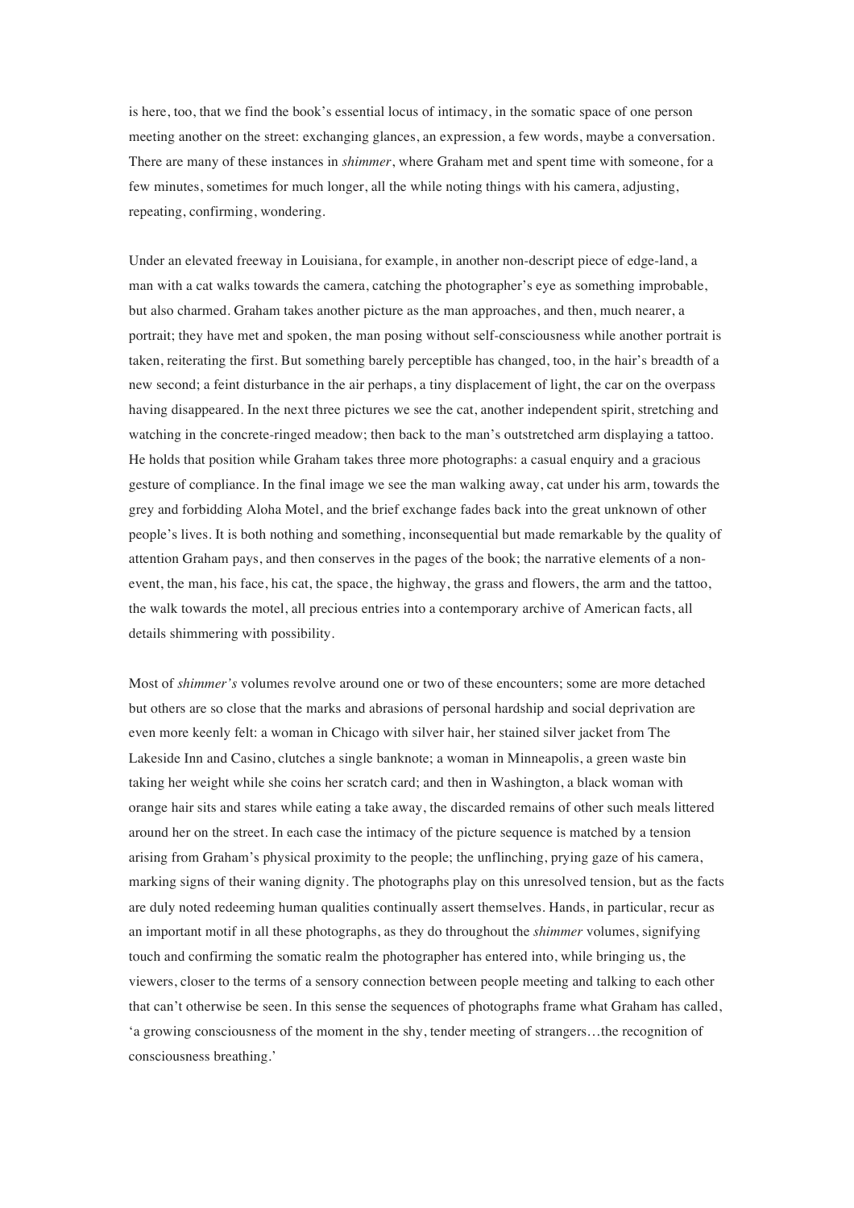is here, too, that we find the book's essential locus of intimacy, in the somatic space of one person meeting another on the street: exchanging glances, an expression, a few words, maybe a conversation. There are many of these instances in *shimmer*, where Graham met and spent time with someone, for a few minutes, sometimes for much longer, all the while noting things with his camera, adjusting, repeating, confirming, wondering.

Under an elevated freeway in Louisiana, for example, in another non-descript piece of edge-land, a man with a cat walks towards the camera, catching the photographer's eye as something improbable, but also charmed. Graham takes another picture as the man approaches, and then, much nearer, a portrait; they have met and spoken, the man posing without self-consciousness while another portrait is taken, reiterating the first. But something barely perceptible has changed, too, in the hair's breadth of a new second; a feint disturbance in the air perhaps, a tiny displacement of light, the car on the overpass having disappeared. In the next three pictures we see the cat, another independent spirit, stretching and watching in the concrete-ringed meadow; then back to the man's outstretched arm displaying a tattoo. He holds that position while Graham takes three more photographs: a casual enquiry and a gracious gesture of compliance. In the final image we see the man walking away, cat under his arm, towards the grey and forbidding Aloha Motel, and the brief exchange fades back into the great unknown of other people's lives. It is both nothing and something, inconsequential but made remarkable by the quality of attention Graham pays, and then conserves in the pages of the book; the narrative elements of a non-event, the man, his face, his cat, the space, the highway, the grass and flowers, the arm and the tattoo, the walk towards the motel, all precious entries into a contemporary archive of American facts, all details shimmering with possibility.

Most of *shimmer's* volumes revolve around one or two of these encounters; some are more detached but others are so close that the marks and abrasions of personal hardship and social deprivation are even more keenly felt: a woman in Chicago with silver hair, her stained silver jacket from The Lakeside Inn and Casino, clutches a single banknote; a woman in Minneapolis, a green waste bin taking her weight while she coins her scratch card; and then in Washington, a black woman with orange hair sits and stares while eating a take away, the discarded remains of other such meals littered around her on the street. In each case the intimacy of the picture sequence is matched by a tension arising from Graham's physical proximity to the people; the unflinching, prying gaze of his camera, marking signs of their waning dignity. The photographs play on this unresolved tension, but as the facts are duly noted redeeming human qualities continually assert themselves. Hands, in particular, recur as an important motif in all these photographs, as they do throughout the *shimmer* volumes, signifying touch and confirming the somatic realm the photographer has entered into, while bringing us, the viewers, closer to the terms of a sensory connection between people meeting and talking to each other that can't otherwise be seen. In this sense the sequences of photographs frame what Graham has called, 'a growing consciousness of the moment in the shy, tender meeting of strangers…the recognition of consciousness breathing.'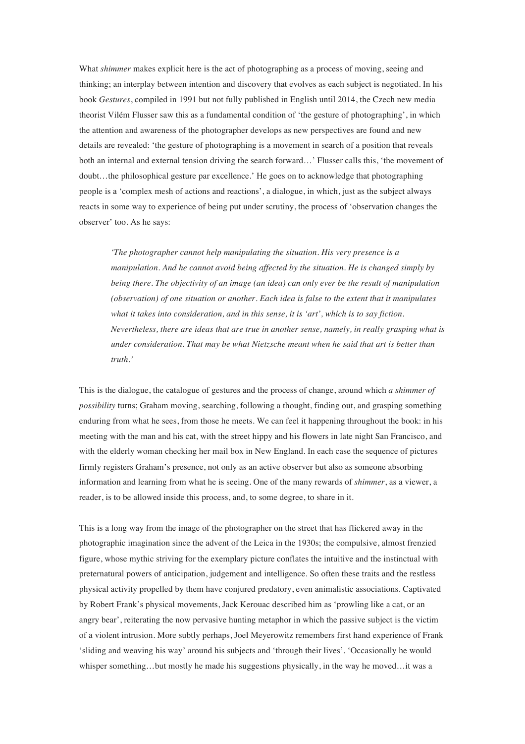What *shimmer* makes explicit here is the act of photographing as a process of moving, seeing and thinking; an interplay between intention and discovery that evolves as each subject is negotiated. In his book *Gestures*, compiled in 1991 but not fully published in English until 2014, the Czech new media theorist Vilém Flusser saw this as a fundamental condition of 'the gesture of photographing', in which the attention and awareness of the photographer develops as new perspectives are found and new details are revealed: 'the gesture of photographing is a movement in search of a position that reveals both an internal and external tension driving the search forward…' Flusser calls this, 'the movement of doubt…the philosophical gesture par excellence.' He goes on to acknowledge that photographing people is a 'complex mesh of actions and reactions', a dialogue, in which, just as the subject always reacts in some way to experience of being put under scrutiny, the process of 'observation changes the observer' too. As he says:

> *'The photographer cannot help manipulating the situation. His very presence is a manipulation. And he cannot avoid being affected by the situation. He is changed simply by being there. The objectivity of an image (an idea) can only ever be the result of manipulation (observation) of one situation or another. Each idea is false to the extent that it manipulates what it takes into consideration, and in this sense, it is 'art', which is to say fiction. Nevertheless, there are ideas that are true in another sense, namely, in really grasping what is under consideration. That may be what Nietzsche meant when he said that art is better than truth.'*

This is the dialogue, the catalogue of gestures and the process of change, around which *a shimmer of possibility* turns; Graham moving, searching, following a thought, finding out, and grasping something enduring from what he sees, from those he meets. We can feel it happening throughout the book: in his meeting with the man and his cat, with the street hippy and his flowers in late night San Francisco, and with the elderly woman checking her mail box in New England. In each case the sequence of pictures firmly registers Graham's presence, not only as an active observer but also as someone absorbing information and learning from what he is seeing. One of the many rewards of *shimmer*, as a viewer, a reader, is to be allowed inside this process, and, to some degree, to share in it.

This is a long way from the image of the photographer on the street that has flickered away in the photographic imagination since the advent of the Leica in the 1930s; the compulsive, almost frenzied figure, whose mythic striving for the exemplary picture conflates the intuitive and the instinctual with preternatural powers of anticipation, judgement and intelligence. So often these traits and the restless physical activity propelled by them have conjured predatory, even animalistic associations. Captivated by Robert Frank's physical movements, Jack Kerouac described him as 'prowling like a cat, or an angry bear', reiterating the now pervasive hunting metaphor in which the passive subject is the victim of a violent intrusion. More subtly perhaps, Joel Meyerowitz remembers first hand experience of Frank 'sliding and weaving his way' around his subjects and 'through their lives'. 'Occasionally he would whisper something…but mostly he made his suggestions physically, in the way he moved…it was a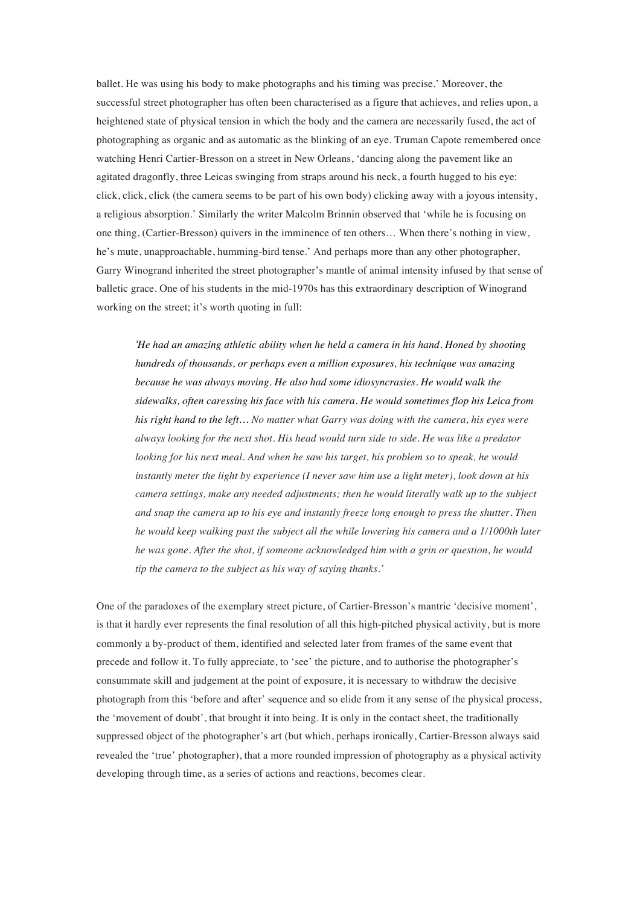ballet. He was using his body to make photographs and his timing was precise.' Moreover, the successful street photographer has often been characterised as a figure that achieves, and relies upon, a heightened state of physical tension in which the body and the camera are necessarily fused, the act of photographing as organic and as automatic as the blinking of an eye. Truman Capote remembered once watching Henri Cartier-Bresson on a street in New Orleans, 'dancing along the pavement like an agitated dragonfly, three Leicas swinging from straps around his neck, a fourth hugged to his eye: click, click, click (the camera seems to be part of his own body) clicking away with a joyous intensity, a religious absorption.' Similarly the writer Malcolm Brinnin observed that 'while he is focusing on one thing, (Cartier-Bresson) quivers in the imminence of ten others… When there's nothing in view, he's mute, unapproachable, humming-bird tense.' And perhaps more than any other photographer, Garry Winogrand inherited the street photographer's mantle of animal intensity infused by that sense of balletic grace. One of his students in the mid-1970s has this extraordinary description of Winogrand working on the street; it's worth quoting in full:

> *'He had an amazing athletic ability when he held a camera in his hand. Honed by shooting hundreds of thousands, or perhaps even a million exposures, his technique was amazing because he was always moving. He also had some idiosyncrasies. He would walk the sidewalks, often caressing his face with his camera. He would sometimes flop his Leica from his right hand to the left… No matter what Garry was doing with the camera, his eyes were always looking for the next shot. His head would turn side to side. He was like a predator looking for his next meal. And when he saw his target, his problem so to speak, he would instantly meter the light by experience (I never saw him use a light meter), look down at his camera settings, make any needed adjustments; then he would literally walk up to the subject and snap the camera up to his eye and instantly freeze long enough to press the shutter. Then he would keep walking past the subject all the while lowering his camera and a 1/1000th later he was gone. After the shot, if someone acknowledged him with a grin or question, he would tip the camera to the subject as his way of saying thanks.'*

One of the paradoxes of the exemplary street picture, of Cartier-Bresson's mantric 'decisive moment', is that it hardly ever represents the final resolution of all this high-pitched physical activity, but is more commonly a by-product of them, identified and selected later from frames of the same event that precede and follow it. To fully appreciate, to 'see' the picture, and to authorise the photographer's consummate skill and judgement at the point of exposure, it is necessary to withdraw the decisive photograph from this 'before and after' sequence and so elide from it any sense of the physical process, the 'movement of doubt', that brought it into being. It is only in the contact sheet, the traditionally suppressed object of the photographer's art (but which, perhaps ironically, Cartier-Bresson always said revealed the 'true' photographer), that a more rounded impression of photography as a physical activity developing through time, as a series of actions and reactions, becomes clear.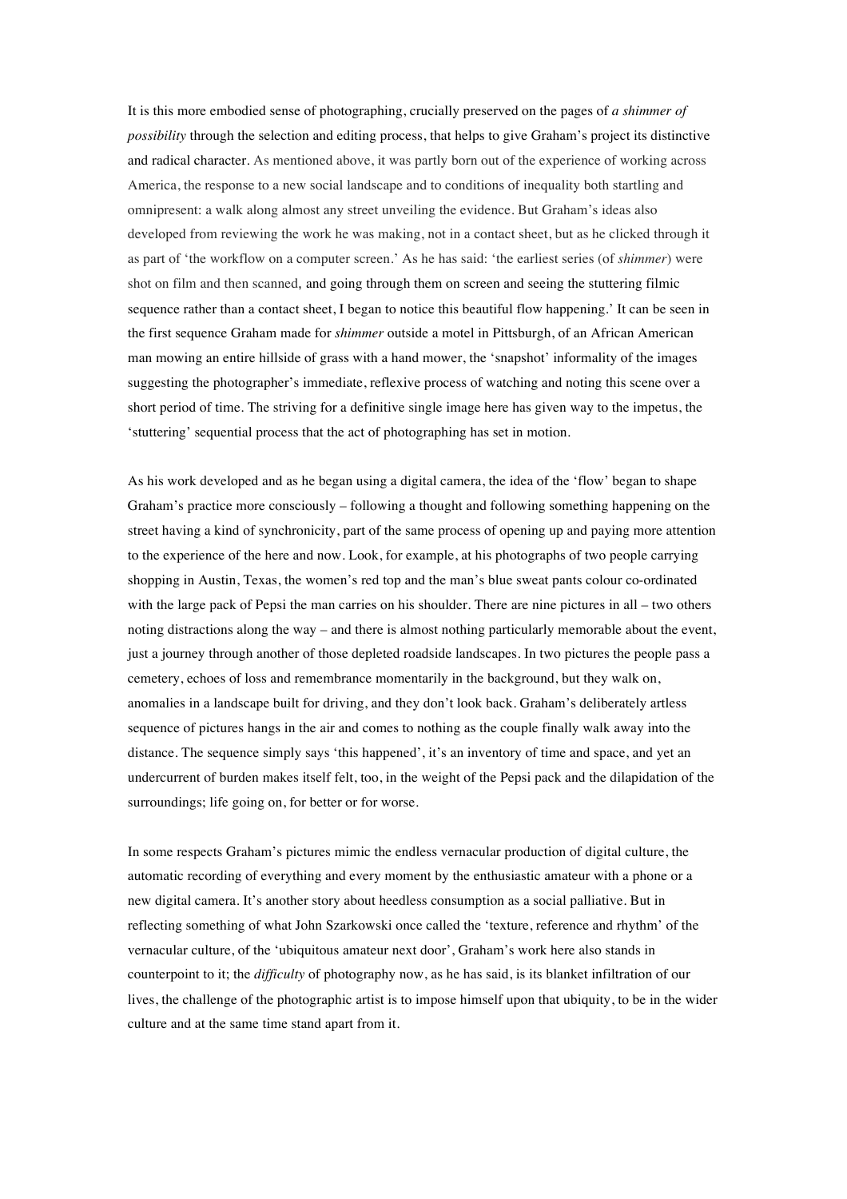It is this more embodied sense of photographing, crucially preserved on the pages of *a shimmer of possibility* through the selection and editing process, that helps to give Graham's project its distinctive and radical character. As mentioned above, it was partly born out of the experience of working across America, the response to a new social landscape and to conditions of inequality both startling and omnipresent: a walk along almost any street unveiling the evidence. But Graham's ideas also developed from reviewing the work he was making, not in a contact sheet, but as he clicked through it as part of 'the workflow on a computer screen.' As he has said: 'the earliest series (of *shimmer*) were shot on film and then scanned, and going through them on screen and seeing the stuttering filmic sequence rather than a contact sheet, I began to notice this beautiful flow happening.' It can be seen in the first sequence Graham made for *shimmer* outside a motel in Pittsburgh, of an African American man mowing an entire hillside of grass with a hand mower, the 'snapshot' informality of the images suggesting the photographer's immediate, reflexive process of watching and noting this scene over a short period of time. The striving for a definitive single image here has given way to the impetus, the 'stuttering' sequential process that the act of photographing has set in motion.

As his work developed and as he began using a digital camera, the idea of the 'flow' began to shape Graham's practice more consciously – following a thought and following something happening on the street having a kind of synchronicity, part of the same process of opening up and paying more attention to the experience of the here and now. Look, for example, at his photographs of two people carrying shopping in Austin, Texas, the women's red top and the man's blue sweat pants colour co-ordinated with the large pack of Pepsi the man carries on his shoulder. There are nine pictures in all – two others noting distractions along the way – and there is almost nothing particularly memorable about the event, just a journey through another of those depleted roadside landscapes. In two pictures the people pass a cemetery, echoes of loss and remembrance momentarily in the background, but they walk on, anomalies in a landscape built for driving, and they don't look back. Graham's deliberately artless sequence of pictures hangs in the air and comes to nothing as the couple finally walk away into the distance. The sequence simply says 'this happened', it's an inventory of time and space, and yet an undercurrent of burden makes itself felt, too, in the weight of the Pepsi pack and the dilapidation of the surroundings; life going on, for better or for worse.

In some respects Graham's pictures mimic the endless vernacular production of digital culture, the automatic recording of everything and every moment by the enthusiastic amateur with a phone or a new digital camera. It's another story about heedless consumption as a social palliative. But in reflecting something of what John Szarkowski once called the 'texture, reference and rhythm' of the vernacular culture, of the 'ubiquitous amateur next door', Graham's work here also stands in counterpoint to it; the *difficulty* of photography now, as he has said, is its blanket infiltration of our lives, the challenge of the photographic artist is to impose himself upon that ubiquity, to be in the wider culture and at the same time stand apart from it.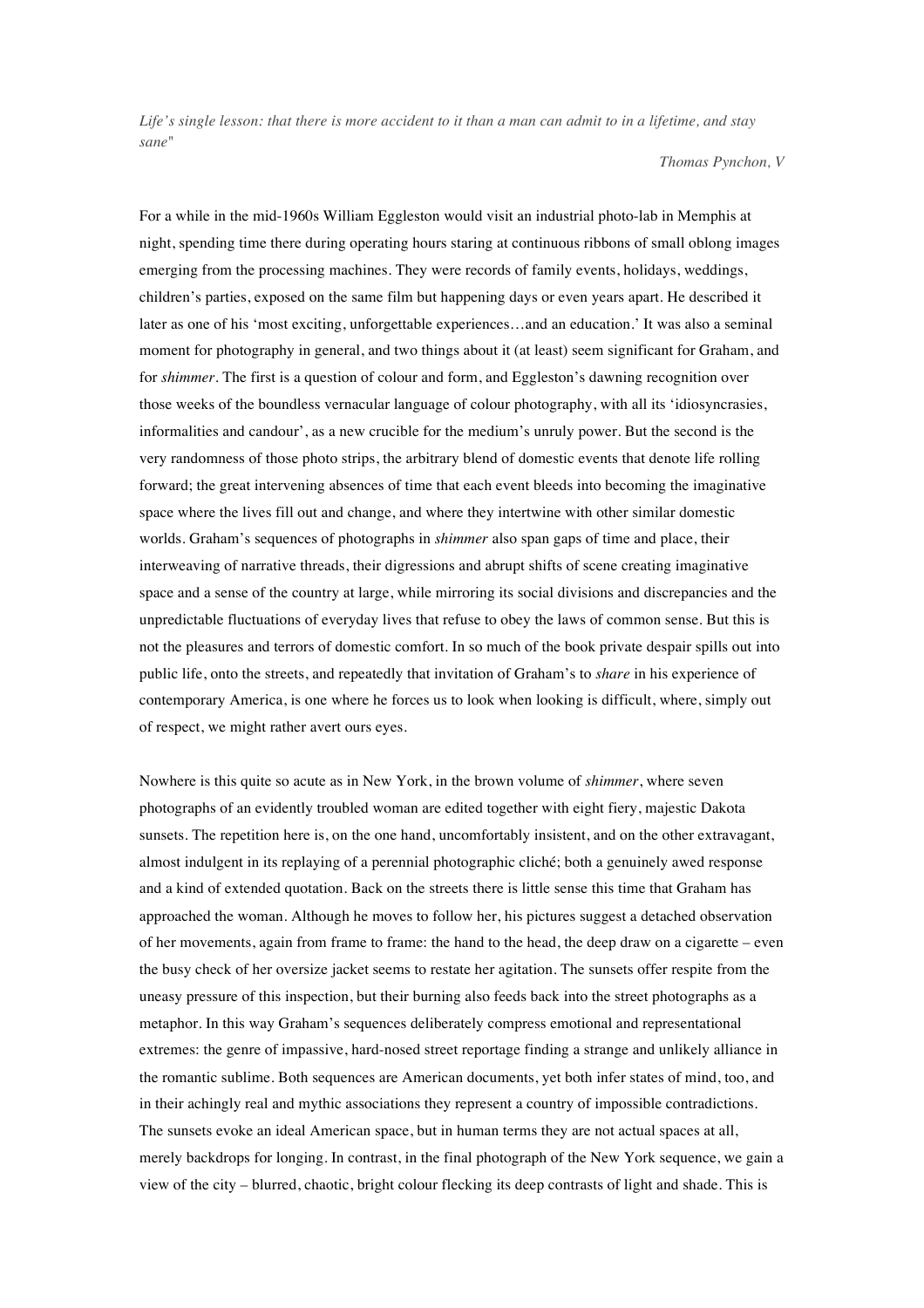*Life's single lesson: that there is more accident to it than a man can admit to in a lifetime, and stay sane"*

*Thomas Pynchon, V*

For a while in the mid-1960s William Eggleston would visit an industrial photo-lab in Memphis at night, spending time there during operating hours staring at continuous ribbons of small oblong images emerging from the processing machines. They were records of family events, holidays, weddings, children's parties, exposed on the same film but happening days or even years apart. He described it later as one of his 'most exciting, unforgettable experiences…and an education.' It was also a seminal moment for photography in general, and two things about it (at least) seem significant for Graham, and for *shimmer*. The first is a question of colour and form, and Eggleston's dawning recognition over those weeks of the boundless vernacular language of colour photography, with all its 'idiosyncrasies, informalities and candour', as a new crucible for the medium's unruly power. But the second is the very randomness of those photo strips, the arbitrary blend of domestic events that denote life rolling forward; the great intervening absences of time that each event bleeds into becoming the imaginative space where the lives fill out and change, and where they intertwine with other similar domestic worlds. Graham's sequences of photographs in *shimmer* also span gaps of time and place, their interweaving of narrative threads, their digressions and abrupt shifts of scene creating imaginative space and a sense of the country at large, while mirroring its social divisions and discrepancies and the unpredictable fluctuations of everyday lives that refuse to obey the laws of common sense. But this is not the pleasures and terrors of domestic comfort. In so much of the book private despair spills out into public life, onto the streets, and repeatedly that invitation of Graham's to *share* in his experience of contemporary America, is one where he forces us to look when looking is difficult, where, simply out of respect, we might rather avert ours eyes.

Nowhere is this quite so acute as in New York, in the brown volume of *shimmer*, where seven photographs of an evidently troubled woman are edited together with eight fiery, majestic Dakota sunsets. The repetition here is, on the one hand, uncomfortably insistent, and on the other extravagant, almost indulgent in its replaying of a perennial photographic cliché; both a genuinely awed response and a kind of extended quotation. Back on the streets there is little sense this time that Graham has approached the woman. Although he moves to follow her, his pictures suggest a detached observation of her movements, again from frame to frame: the hand to the head, the deep draw on a cigarette – even the busy check of her oversize jacket seems to restate her agitation. The sunsets offer respite from the uneasy pressure of this inspection, but their burning also feeds back into the street photographs as a metaphor. In this way Graham's sequences deliberately compress emotional and representational extremes: the genre of impassive, hard-nosed street reportage finding a strange and unlikely alliance in the romantic sublime. Both sequences are American documents, yet both infer states of mind, too, and in their achingly real and mythic associations they represent a country of impossible contradictions. The sunsets evoke an ideal American space, but in human terms they are not actual spaces at all, merely backdrops for longing. In contrast, in the final photograph of the New York sequence, we gain a view of the city – blurred, chaotic, bright colour flecking its deep contrasts of light and shade. This is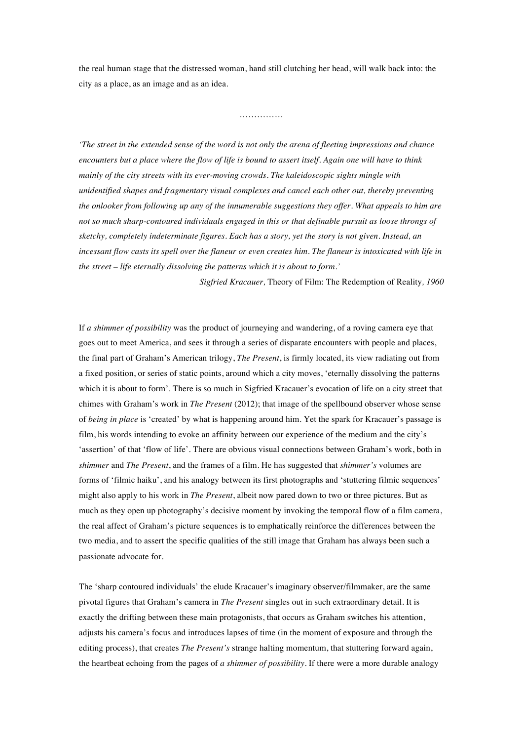the real human stage that the distressed woman, hand still clutching her head, will walk back into: the city as a place, as an image and as an idea.

……………

*'The street in the extended sense of the word is not only the arena of fleeting impressions and chance encounters but a place where the flow of life is bound to assert itself. Again one will have to think mainly of the city streets with its ever-moving crowds. The kaleidoscopic sights mingle with unidentified shapes and fragmentary visual complexes and cancel each other out, thereby preventing the onlooker from following up any of the innumerable suggestions they offer. What appeals to him are not so much sharp-contoured individuals engaged in this or that definable pursuit as loose throngs of sketchy, completely indeterminate figures. Each has a story, yet the story is not given. Instead, an incessant flow casts its spell over the flaneur or even creates him. The flaneur is intoxicated with life in the street – life eternally dissolving the patterns which it is about to form.'*

*Sigfried Kracauer,* Theory of Film: The Redemption of Reality*, 1960*

If *a shimmer of possibility* was the product of journeying and wandering, of a roving camera eye that goes out to meet America, and sees it through a series of disparate encounters with people and places, the final part of Graham's American trilogy, *The Present*, is firmly located, its view radiating out from a fixed position, or series of static points, around which a city moves, 'eternally dissolving the patterns which it is about to form'. There is so much in Sigfried Kracauer's evocation of life on a city street that chimes with Graham's work in *The Present* (2012); that image of the spellbound observer whose sense of *being in place* is 'created' by what is happening around him. Yet the spark for Kracauer's passage is film, his words intending to evoke an affinity between our experience of the medium and the city's 'assertion' of that 'flow of life'. There are obvious visual connections between Graham's work, both in *shimmer* and *The Present*, and the frames of a film. He has suggested that *shimmer's* volumes are forms of 'filmic haiku', and his analogy between its first photographs and 'stuttering filmic sequences' might also apply to his work in *The Present*, albeit now pared down to two or three pictures. But as much as they open up photography's decisive moment by invoking the temporal flow of a film camera, the real affect of Graham's picture sequences is to emphatically reinforce the differences between the two media, and to assert the specific qualities of the still image that Graham has always been such a passionate advocate for.

The 'sharp contoured individuals' the elude Kracauer's imaginary observer/filmmaker, are the same pivotal figures that Graham's camera in *The Present* singles out in such extraordinary detail. It is exactly the drifting between these main protagonists, that occurs as Graham switches his attention, adjusts his camera's focus and introduces lapses of time (in the moment of exposure and through the editing process), that creates *The Present's* strange halting momentum, that stuttering forward again, the heartbeat echoing from the pages of *a shimmer of possibility*. If there were a more durable analogy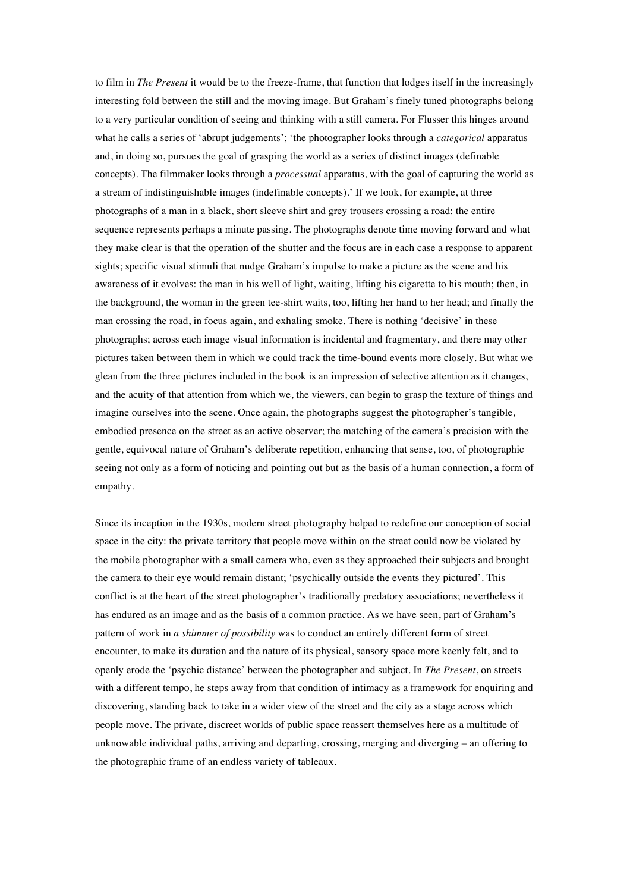to film in *The Present* it would be to the freeze-frame, that function that lodges itself in the increasingly interesting fold between the still and the moving image. But Graham's finely tuned photographs belong to a very particular condition of seeing and thinking with a still camera. For Flusser this hinges around what he calls a series of 'abrupt judgements'; 'the photographer looks through a *categorical* apparatus and, in doing so, pursues the goal of grasping the world as a series of distinct images (definable concepts). The filmmaker looks through a *processual* apparatus, with the goal of capturing the world as a stream of indistinguishable images (indefinable concepts).' If we look, for example, at three photographs of a man in a black, short sleeve shirt and grey trousers crossing a road: the entire sequence represents perhaps a minute passing. The photographs denote time moving forward and what they make clear is that the operation of the shutter and the focus are in each case a response to apparent sights; specific visual stimuli that nudge Graham's impulse to make a picture as the scene and his awareness of it evolves: the man in his well of light, waiting, lifting his cigarette to his mouth; then, in the background, the woman in the green tee-shirt waits, too, lifting her hand to her head; and finally the man crossing the road, in focus again, and exhaling smoke. There is nothing 'decisive' in these photographs; across each image visual information is incidental and fragmentary, and there may other pictures taken between them in which we could track the time-bound events more closely. But what we glean from the three pictures included in the book is an impression of selective attention as it changes, and the acuity of that attention from which we, the viewers, can begin to grasp the texture of things and imagine ourselves into the scene. Once again, the photographs suggest the photographer's tangible, embodied presence on the street as an active observer; the matching of the camera's precision with the gentle, equivocal nature of Graham's deliberate repetition, enhancing that sense, too, of photographic seeing not only as a form of noticing and pointing out but as the basis of a human connection, a form of empathy.

Since its inception in the 1930s, modern street photography helped to redefine our conception of social space in the city: the private territory that people move within on the street could now be violated by the mobile photographer with a small camera who, even as they approached their subjects and brought the camera to their eye would remain distant; 'psychically outside the events they pictured'. This conflict is at the heart of the street photographer's traditionally predatory associations; nevertheless it has endured as an image and as the basis of a common practice. As we have seen, part of Graham's pattern of work in *a shimmer of possibility* was to conduct an entirely different form of street encounter, to make its duration and the nature of its physical, sensory space more keenly felt, and to openly erode the 'psychic distance' between the photographer and subject. In *The Present*, on streets with a different tempo, he steps away from that condition of intimacy as a framework for enquiring and discovering, standing back to take in a wider view of the street and the city as a stage across which people move. The private, discreet worlds of public space reassert themselves here as a multitude of unknowable individual paths, arriving and departing, crossing, merging and diverging – an offering to the photographic frame of an endless variety of tableaux.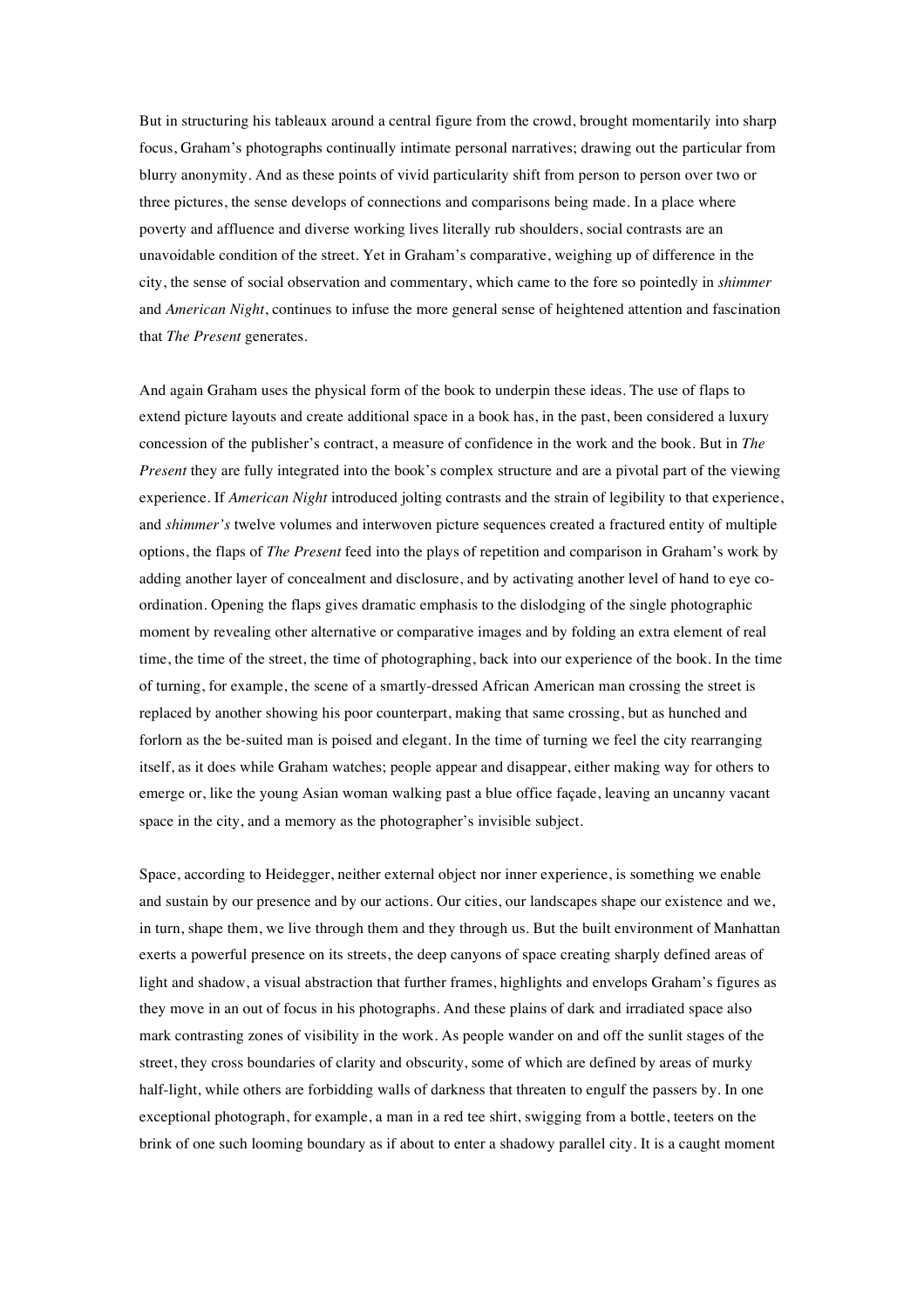But in structuring his tableaux around a central figure from the crowd, brought momentarily into sharp focus, Graham's photographs continually intimate personal narratives; drawing out the particular from blurry anonymity. And as these points of vivid particularity shift from person to person over two or three pictures, the sense develops of connections and comparisons being made. In a place where poverty and affluence and diverse working lives literally rub shoulders, social contrasts are an unavoidable condition of the street. Yet in Graham's comparative, weighing up of difference in the city, the sense of social observation and commentary, which came to the fore so pointedly in *shimmer* and *American Night*, continues to infuse the more general sense of heightened attention and fascination that *The Present* generates.

And again Graham uses the physical form of the book to underpin these ideas. The use of flaps to extend picture layouts and create additional space in a book has, in the past, been considered a luxury concession of the publisher's contract, a measure of confidence in the work and the book. But in *The Present* they are fully integrated into the book's complex structure and are a pivotal part of the viewing experience. If *American Night* introduced jolting contrasts and the strain of legibility to that experience, and *shimmer's* twelve volumes and interwoven picture sequences created a fractured entity of multiple options, the flaps of *The Present* feed into the plays of repetition and comparison in Graham's work by adding another layer of concealment and disclosure, and by activating another level of hand to eye co-ordination. Opening the flaps gives dramatic emphasis to the dislodging of the single photographic moment by revealing other alternative or comparative images and by folding an extra element of real time, the time of the street, the time of photographing, back into our experience of the book. In the time of turning, for example, the scene of a smartly-dressed African American man crossing the street is replaced by another showing his poor counterpart, making that same crossing, but as hunched and forlorn as the be-suited man is poised and elegant. In the time of turning we feel the city rearranging itself, as it does while Graham watches; people appear and disappear, either making way for others to emerge or, like the young Asian woman walking past a blue office façade, leaving an uncanny vacant space in the city, and a memory as the photographer's invisible subject.

Space, according to Heidegger, neither external object nor inner experience, is something we enable and sustain by our presence and by our actions. Our cities, our landscapes shape our existence and we, in turn, shape them, we live through them and they through us. But the built environment of Manhattan exerts a powerful presence on its streets, the deep canyons of space creating sharply defined areas of light and shadow, a visual abstraction that further frames, highlights and envelops Graham's figures as they move in an out of focus in his photographs. And these plains of dark and irradiated space also mark contrasting zones of visibility in the work. As people wander on and off the sunlit stages of the street, they cross boundaries of clarity and obscurity, some of which are defined by areas of murky half-light, while others are forbidding walls of darkness that threaten to engulf the passers by. In one exceptional photograph, for example, a man in a red tee shirt, swigging from a bottle, teeters on the brink of one such looming boundary as if about to enter a shadowy parallel city. It is a caught moment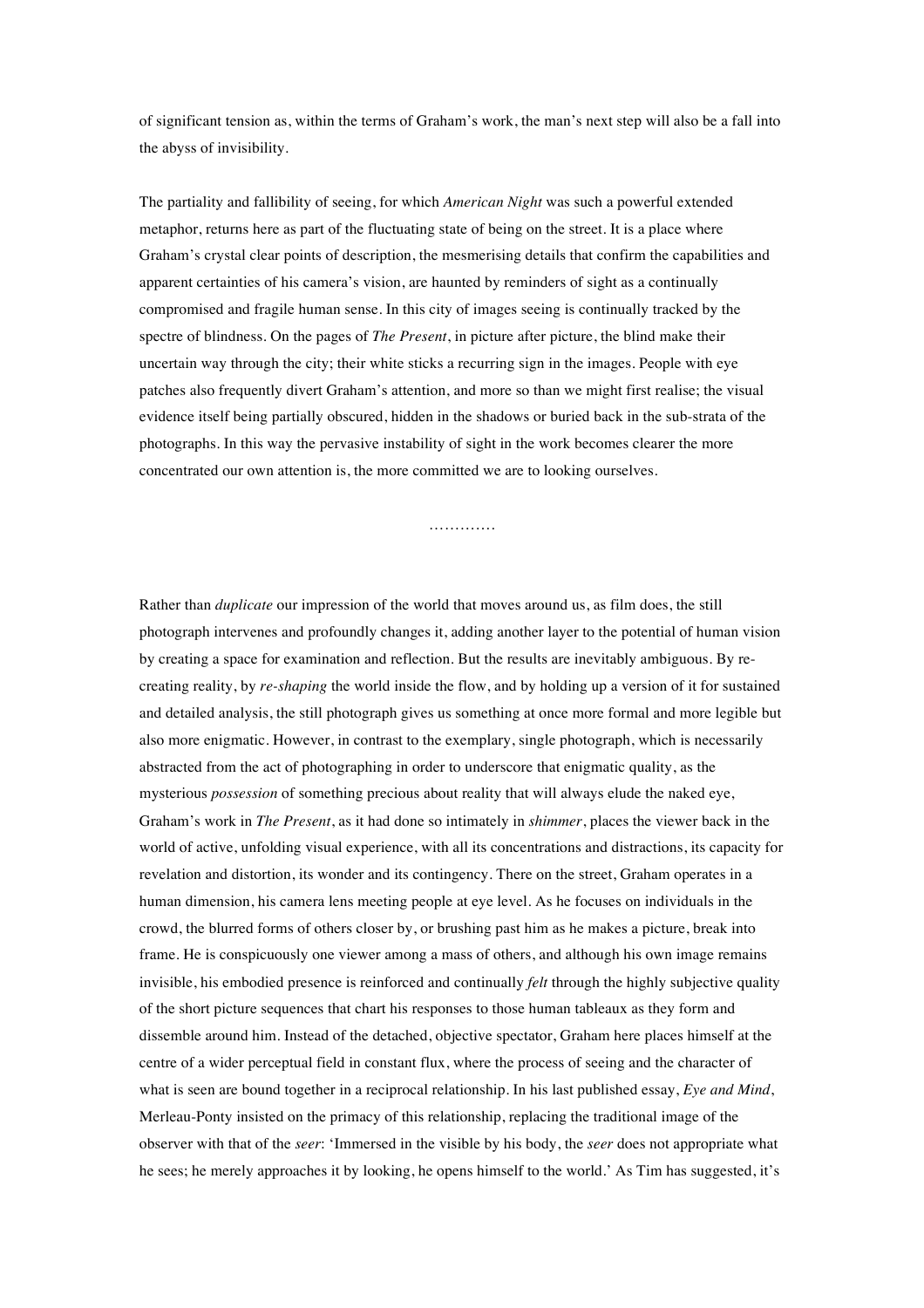of significant tension as, within the terms of Graham's work, the man's next step will also be a fall into the abyss of invisibility.

The partiality and fallibility of seeing, for which *American Night* was such a powerful extended metaphor, returns here as part of the fluctuating state of being on the street. It is a place where Graham's crystal clear points of description, the mesmerising details that confirm the capabilities and apparent certainties of his camera's vision, are haunted by reminders of sight as a continually compromised and fragile human sense. In this city of images seeing is continually tracked by the spectre of blindness. On the pages of *The Present*, in picture after picture, the blind make their uncertain way through the city; their white sticks a recurring sign in the images. People with eye patches also frequently divert Graham's attention, and more so than we might first realise; the visual evidence itself being partially obscured, hidden in the shadows or buried back in the sub-strata of the photographs. In this way the pervasive instability of sight in the work becomes clearer the more concentrated our own attention is, the more committed we are to looking ourselves.

…………

Rather than *duplicate* our impression of the world that moves around us, as film does, the still photograph intervenes and profoundly changes it, adding another layer to the potential of human vision by creating a space for examination and reflection. But the results are inevitably ambiguous. By re-creating reality, by *re-shaping* the world inside the flow, and by holding up a version of it for sustained and detailed analysis, the still photograph gives us something at once more formal and more legible but also more enigmatic. However, in contrast to the exemplary, single photograph, which is necessarily abstracted from the act of photographing in order to underscore that enigmatic quality, as the mysterious *possession* of something precious about reality that will always elude the naked eye, Graham's work in *The Present*, as it had done so intimately in *shimmer*, places the viewer back in the world of active, unfolding visual experience, with all its concentrations and distractions, its capacity for revelation and distortion, its wonder and its contingency. There on the street, Graham operates in a human dimension, his camera lens meeting people at eye level. As he focuses on individuals in the crowd, the blurred forms of others closer by, or brushing past him as he makes a picture, break into frame. He is conspicuously one viewer among a mass of others, and although his own image remains invisible, his embodied presence is reinforced and continually *felt* through the highly subjective quality of the short picture sequences that chart his responses to those human tableaux as they form and dissemble around him. Instead of the detached, objective spectator, Graham here places himself at the centre of a wider perceptual field in constant flux, where the process of seeing and the character of what is seen are bound together in a reciprocal relationship. In his last published essay, *Eye and Mind*, Merleau-Ponty insisted on the primacy of this relationship, replacing the traditional image of the observer with that of the *seer*: 'Immersed in the visible by his body, the *seer* does not appropriate what he sees; he merely approaches it by looking, he opens himself to the world.' As Tim has suggested, it's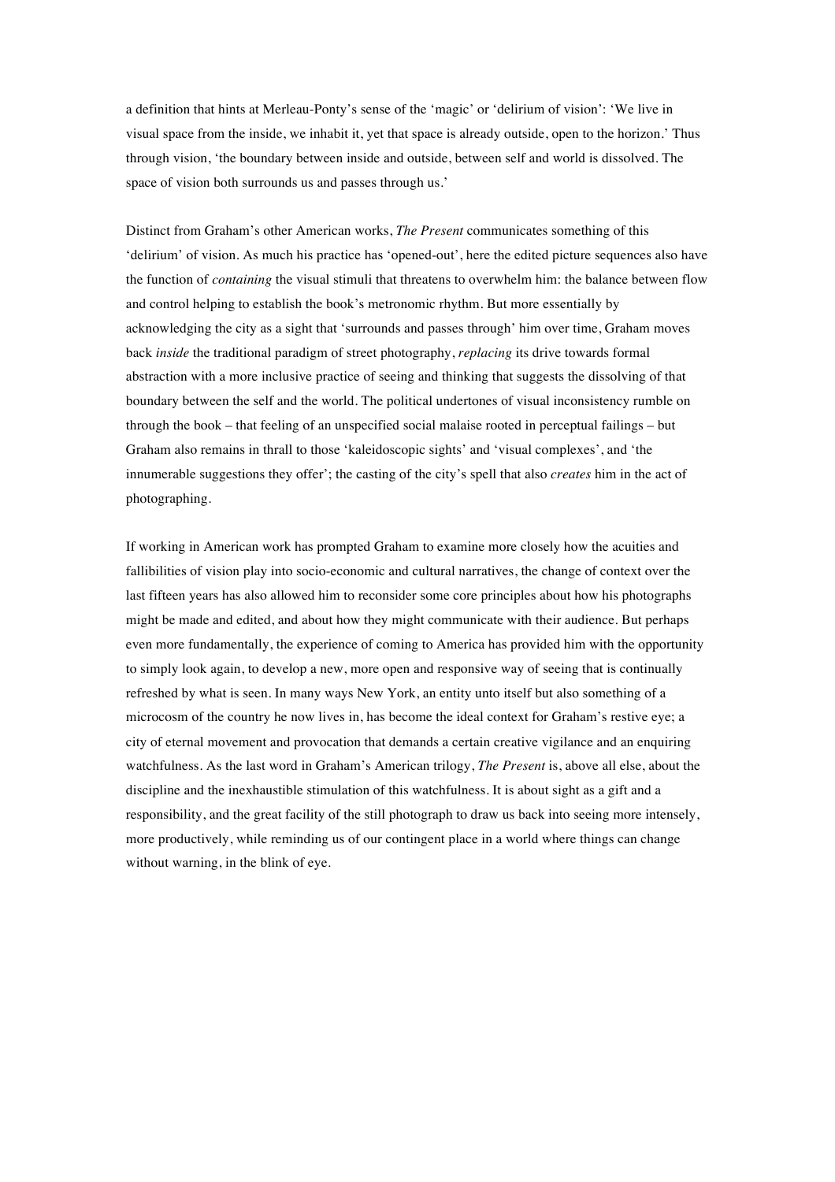a definition that hints at Merleau-Ponty's sense of the 'magic' or 'delirium of vision': 'We live in visual space from the inside, we inhabit it, yet that space is already outside, open to the horizon.' Thus through vision, 'the boundary between inside and outside, between self and world is dissolved. The space of vision both surrounds us and passes through us.'

Distinct from Graham's other American works, *The Present* communicates something of this 'delirium' of vision. As much his practice has 'opened-out', here the edited picture sequences also have the function of *containing* the visual stimuli that threatens to overwhelm him: the balance between flow and control helping to establish the book's metronomic rhythm. But more essentially by acknowledging the city as a sight that 'surrounds and passes through' him over time, Graham moves back *inside* the traditional paradigm of street photography, *replacing* its drive towards formal abstraction with a more inclusive practice of seeing and thinking that suggests the dissolving of that boundary between the self and the world. The political undertones of visual inconsistency rumble on through the book – that feeling of an unspecified social malaise rooted in perceptual failings – but Graham also remains in thrall to those 'kaleidoscopic sights' and 'visual complexes', and 'the innumerable suggestions they offer'; the casting of the city's spell that also *creates* him in the act of photographing.

If working in American work has prompted Graham to examine more closely how the acuities and fallibilities of vision play into socio-economic and cultural narratives, the change of context over the last fifteen years has also allowed him to reconsider some core principles about how his photographs might be made and edited, and about how they might communicate with their audience. But perhaps even more fundamentally, the experience of coming to America has provided him with the opportunity to simply look again, to develop a new, more open and responsive way of seeing that is continually refreshed by what is seen. In many ways New York, an entity unto itself but also something of a microcosm of the country he now lives in, has become the ideal context for Graham's restive eye; a city of eternal movement and provocation that demands a certain creative vigilance and an enquiring watchfulness. As the last word in Graham's American trilogy, *The Present* is, above all else, about the discipline and the inexhaustible stimulation of this watchfulness. It is about sight as a gift and a responsibility, and the great facility of the still photograph to draw us back into seeing more intensely, more productively, while reminding us of our contingent place in a world where things can change without warning, in the blink of eye.